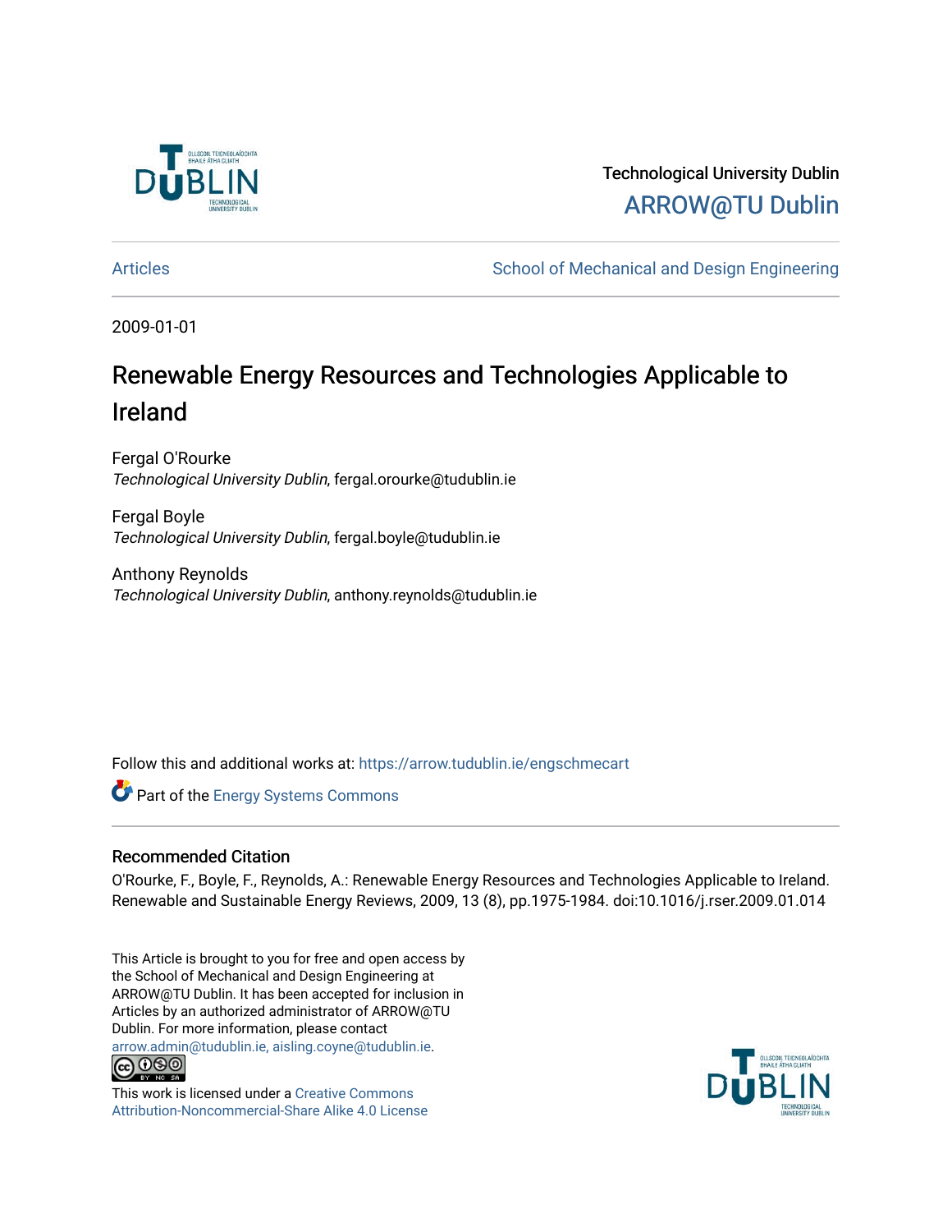Technological University Dublin

ARROW@TU Dublin

Articles | School of Mechanical and Design Engineering

2009-01-01

# Renewable Energy Resources and Technologies Applicable to Ireland

Fergal O'Rourke
*Technological University Dublin*, fergal.orourke@tudublin.ie

Fergal Boyle
*Technological University Dublin*, fergal.boyle@tudublin.ie

Anthony Reynolds
*Technological University Dublin*, anthony.reynolds@tudublin.ie

Follow this and additional works at: https://arrow.tudublin.ie/engschmecart

Part of the Energy Systems Commons

## Recommended Citation

O'Rourke, F., Boyle, F., Reynolds, A.: Renewable Energy Resources and Technologies Applicable to Ireland. Renewable and Sustainable Energy Reviews, 2009, 13 (8), pp.1975-1984. doi:10.1016/j.rser.2009.01.014

This Article is brought to you for free and open access by the School of Mechanical and Design Engineering at ARROW@TU Dublin. It has been accepted for inclusion in Articles by an authorized administrator of ARROW@TU Dublin. For more information, please contact arrow.admin@tudublin.ie, aisling.coyne@tudublin.ie.

This work is licensed under a Creative Commons Attribution-Noncommercial-Share Alike 4.0 License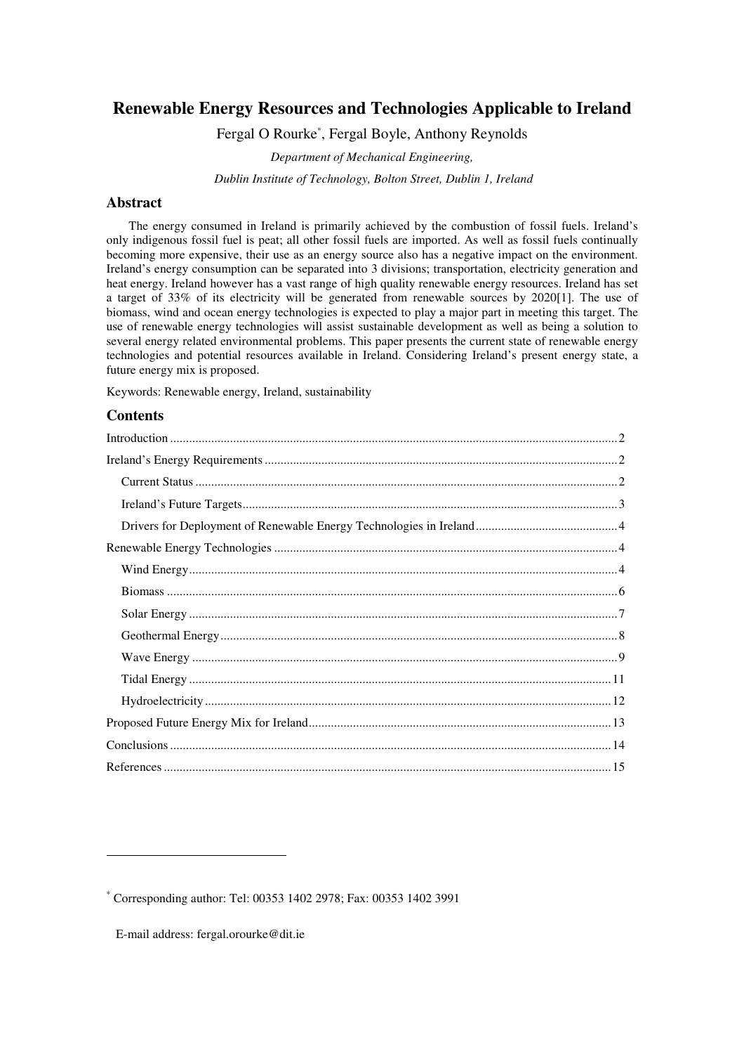# Renewable Energy Resources and Technologies Applicable to Ireland

Fergal O Rourke*, Fergal Boyle, Anthony Reynolds

*Department of Mechanical Engineering,*

*Dublin Institute of Technology, Bolton Street, Dublin 1, Ireland*

## Abstract

The energy consumed in Ireland is primarily achieved by the combustion of fossil fuels. Ireland's only indigenous fossil fuel is peat; all other fossil fuels are imported. As well as fossil fuels continually becoming more expensive, their use as an energy source also has a negative impact on the environment. Ireland's energy consumption can be separated into 3 divisions; transportation, electricity generation and heat energy. Ireland however has a vast range of high quality renewable energy resources. Ireland has set a target of 33% of its electricity will be generated from renewable sources by 2020[1]. The use of biomass, wind and ocean energy technologies is expected to play a major part in meeting this target. The use of renewable energy technologies will assist sustainable development as well as being a solution to several energy related environmental problems. This paper presents the current state of renewable energy technologies and potential resources available in Ireland. Considering Ireland's present energy state, a future energy mix is proposed.

Keywords: Renewable energy, Ireland, sustainability

## Contents

- Introduction ..... 2
- Ireland's Energy Requirements ..... 2
  - Current Status ..... 2
  - Ireland's Future Targets ..... 3
  - Drivers for Deployment of Renewable Energy Technologies in Ireland ..... 4
- Renewable Energy Technologies ..... 4
  - Wind Energy ..... 4
  - Biomass ..... 6
  - Solar Energy ..... 7
  - Geothermal Energy ..... 8
  - Wave Energy ..... 9
  - Tidal Energy ..... 11
  - Hydroelectricity ..... 12
- Proposed Future Energy Mix for Ireland ..... 13
- Conclusions ..... 14
- References ..... 15

---

* Corresponding author: Tel: 00353 1402 2978; Fax: 00353 1402 3991

E-mail address: fergal.orourke@dit.ie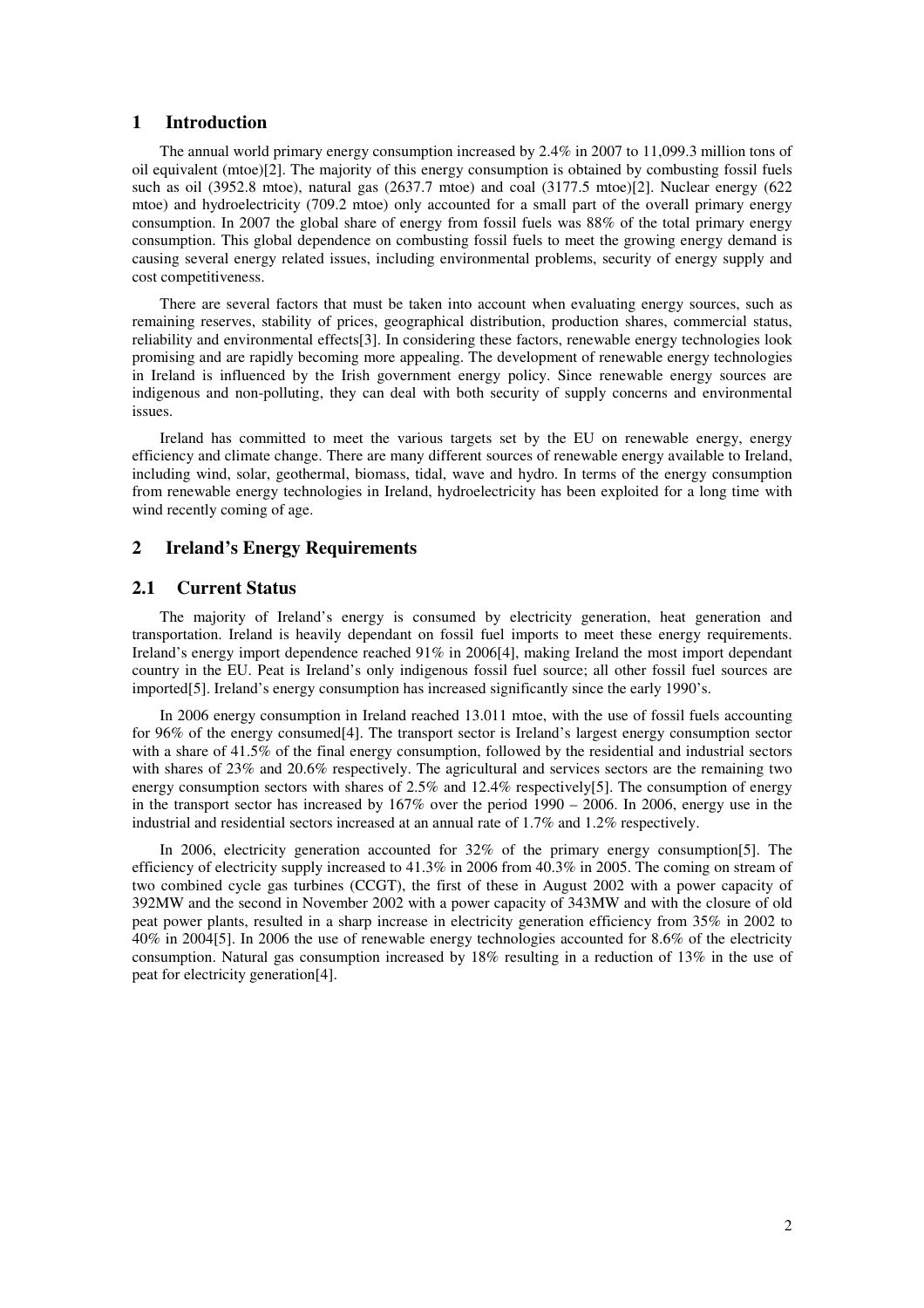# 1 Introduction

The annual world primary energy consumption increased by 2.4% in 2007 to 11,099.3 million tons of oil equivalent (mtoe)[2]. The majority of this energy consumption is obtained by combusting fossil fuels such as oil (3952.8 mtoe), natural gas (2637.7 mtoe) and coal (3177.5 mtoe)[2]. Nuclear energy (622 mtoe) and hydroelectricity (709.2 mtoe) only accounted for a small part of the overall primary energy consumption. In 2007 the global share of energy from fossil fuels was 88% of the total primary energy consumption. This global dependence on combusting fossil fuels to meet the growing energy demand is causing several energy related issues, including environmental problems, security of energy supply and cost competitiveness.

There are several factors that must be taken into account when evaluating energy sources, such as remaining reserves, stability of prices, geographical distribution, production shares, commercial status, reliability and environmental effects[3]. In considering these factors, renewable energy technologies look promising and are rapidly becoming more appealing. The development of renewable energy technologies in Ireland is influenced by the Irish government energy policy. Since renewable energy sources are indigenous and non-polluting, they can deal with both security of supply concerns and environmental issues.

Ireland has committed to meet the various targets set by the EU on renewable energy, energy efficiency and climate change. There are many different sources of renewable energy available to Ireland, including wind, solar, geothermal, biomass, tidal, wave and hydro. In terms of the energy consumption from renewable energy technologies in Ireland, hydroelectricity has been exploited for a long time with wind recently coming of age.

# 2 Ireland's Energy Requirements

## 2.1 Current Status

The majority of Ireland's energy is consumed by electricity generation, heat generation and transportation. Ireland is heavily dependant on fossil fuel imports to meet these energy requirements. Ireland's energy import dependence reached 91% in 2006[4], making Ireland the most import dependant country in the EU. Peat is Ireland's only indigenous fossil fuel source; all other fossil fuel sources are imported[5]. Ireland's energy consumption has increased significantly since the early 1990's.

In 2006 energy consumption in Ireland reached 13.011 mtoe, with the use of fossil fuels accounting for 96% of the energy consumed[4]. The transport sector is Ireland's largest energy consumption sector with a share of 41.5% of the final energy consumption, followed by the residential and industrial sectors with shares of 23% and 20.6% respectively. The agricultural and services sectors are the remaining two energy consumption sectors with shares of 2.5% and 12.4% respectively[5]. The consumption of energy in the transport sector has increased by 167% over the period 1990 – 2006. In 2006, energy use in the industrial and residential sectors increased at an annual rate of 1.7% and 1.2% respectively.

In 2006, electricity generation accounted for 32% of the primary energy consumption[5]. The efficiency of electricity supply increased to 41.3% in 2006 from 40.3% in 2005. The coming on stream of two combined cycle gas turbines (CCGT), the first of these in August 2002 with a power capacity of 392MW and the second in November 2002 with a power capacity of 343MW and with the closure of old peat power plants, resulted in a sharp increase in electricity generation efficiency from 35% in 2002 to 40% in 2004[5]. In 2006 the use of renewable energy technologies accounted for 8.6% of the electricity consumption. Natural gas consumption increased by 18% resulting in a reduction of 13% in the use of peat for electricity generation[4].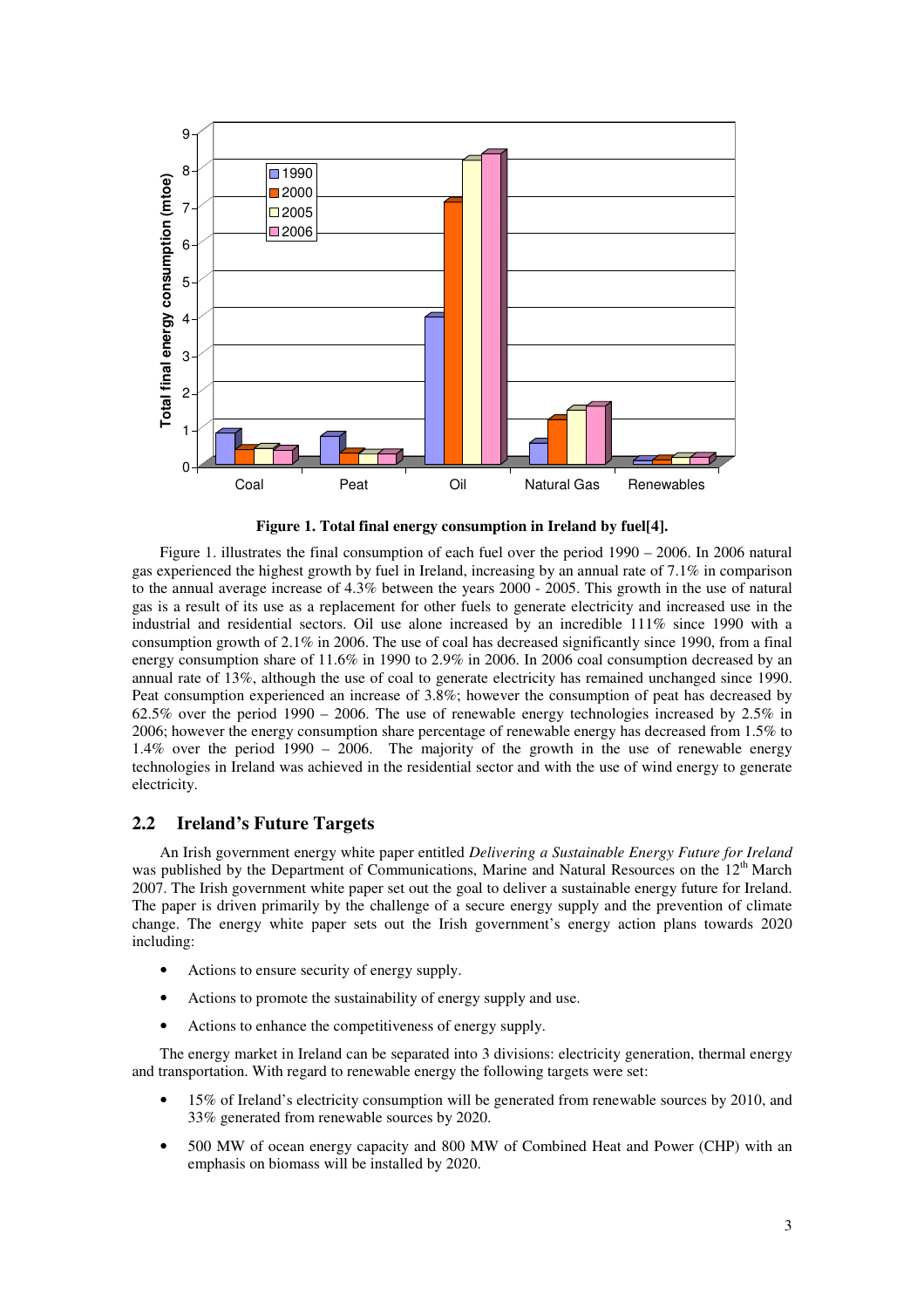Figure 1. Total final energy consumption in Ireland by fuel[4].

Figure 1. illustrates the final consumption of each fuel over the period 1990 – 2006. In 2006 natural gas experienced the highest growth by fuel in Ireland, increasing by an annual rate of 7.1% in comparison to the annual average increase of 4.3% between the years 2000 - 2005. This growth in the use of natural gas is a result of its use as a replacement for other fuels to generate electricity and increased use in the industrial and residential sectors. Oil use alone increased by an incredible 111% since 1990 with a consumption growth of 2.1% in 2006. The use of coal has decreased significantly since 1990, from a final energy consumption share of 11.6% in 1990 to 2.9% in 2006. In 2006 coal consumption decreased by an annual rate of 13%, although the use of coal to generate electricity has remained unchanged since 1990. Peat consumption experienced an increase of 3.8%; however the consumption of peat has decreased by 62.5% over the period 1990 – 2006. The use of renewable energy technologies increased by 2.5% in 2006; however the energy consumption share percentage of renewable energy has decreased from 1.5% to 1.4% over the period 1990 – 2006. The majority of the growth in the use of renewable energy technologies in Ireland was achieved in the residential sector and with the use of wind energy to generate electricity.

## 2.2 Ireland's Future Targets

An Irish government energy white paper entitled *Delivering a Sustainable Energy Future for Ireland* was published by the Department of Communications, Marine and Natural Resources on the 12th March 2007. The Irish government white paper set out the goal to deliver a sustainable energy future for Ireland. The paper is driven primarily by the challenge of a secure energy supply and the prevention of climate change. The energy white paper sets out the Irish government's energy action plans towards 2020 including:

- Actions to ensure security of energy supply.
- Actions to promote the sustainability of energy supply and use.
- Actions to enhance the competitiveness of energy supply.

The energy market in Ireland can be separated into 3 divisions: electricity generation, thermal energy and transportation. With regard to renewable energy the following targets were set:

- 15% of Ireland's electricity consumption will be generated from renewable sources by 2010, and 33% generated from renewable sources by 2020.
- 500 MW of ocean energy capacity and 800 MW of Combined Heat and Power (CHP) with an emphasis on biomass will be installed by 2020.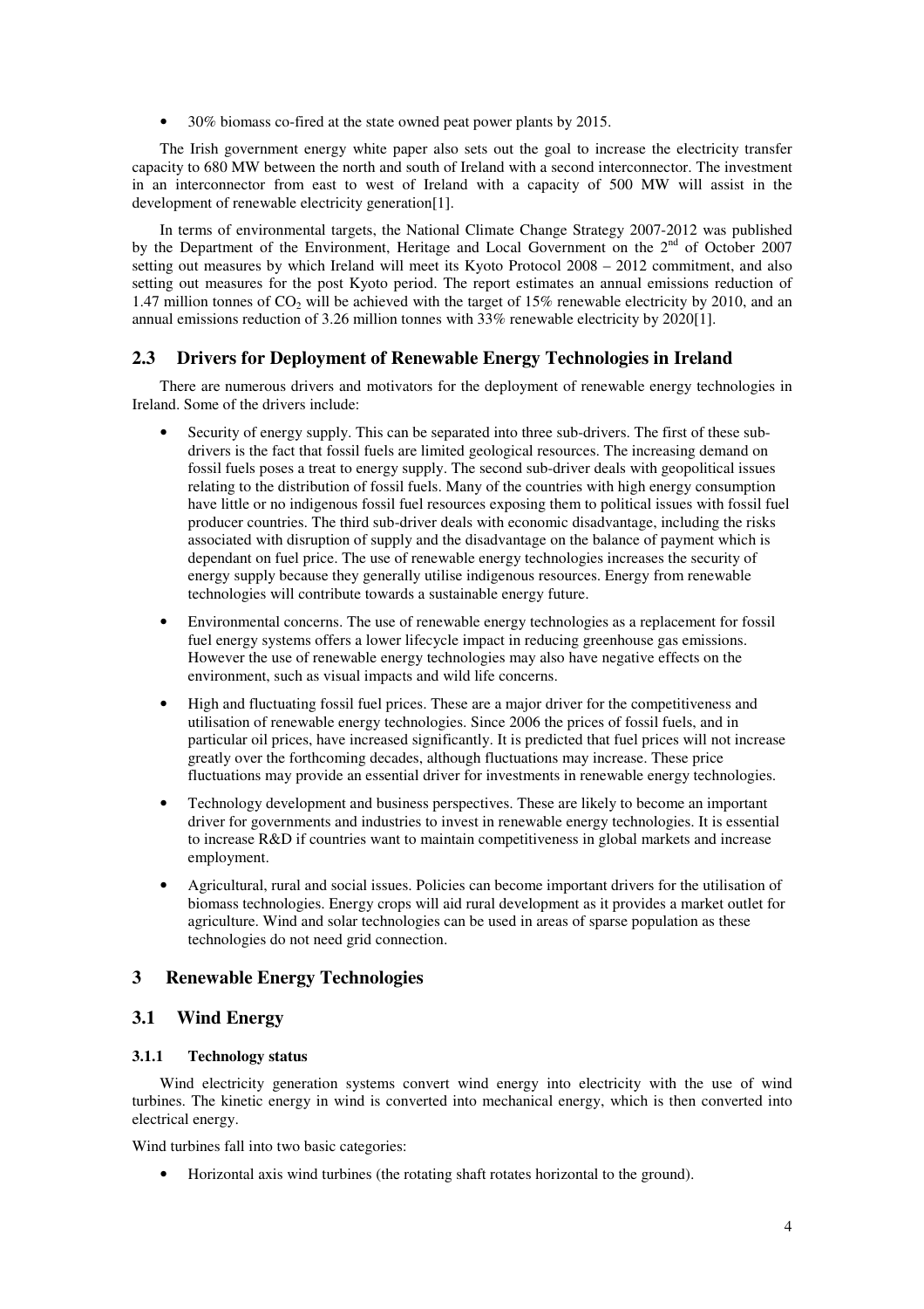- 30% biomass co-fired at the state owned peat power plants by 2015.

The Irish government energy white paper also sets out the goal to increase the electricity transfer capacity to 680 MW between the north and south of Ireland with a second interconnector. The investment in an interconnector from east to west of Ireland with a capacity of 500 MW will assist in the development of renewable electricity generation[1].

In terms of environmental targets, the National Climate Change Strategy 2007-2012 was published by the Department of the Environment, Heritage and Local Government on the 2nd of October 2007 setting out measures by which Ireland will meet its Kyoto Protocol 2008 – 2012 commitment, and also setting out measures for the post Kyoto period. The report estimates an annual emissions reduction of 1.47 million tonnes of $CO_2$ will be achieved with the target of 15% renewable electricity by 2010, and an annual emissions reduction of 3.26 million tonnes with 33% renewable electricity by 2020[1].

## 2.3 Drivers for Deployment of Renewable Energy Technologies in Ireland

There are numerous drivers and motivators for the deployment of renewable energy technologies in Ireland. Some of the drivers include:

- Security of energy supply. This can be separated into three sub-drivers. The first of these sub-drivers is the fact that fossil fuels are limited geological resources. The increasing demand on fossil fuels poses a treat to energy supply. The second sub-driver deals with geopolitical issues relating to the distribution of fossil fuels. Many of the countries with high energy consumption have little or no indigenous fossil fuel resources exposing them to political issues with fossil fuel producer countries. The third sub-driver deals with economic disadvantage, including the risks associated with disruption of supply and the disadvantage on the balance of payment which is dependant on fuel price. The use of renewable energy technologies increases the security of energy supply because they generally utilise indigenous resources. Energy from renewable technologies will contribute towards a sustainable energy future.
- Environmental concerns. The use of renewable energy technologies as a replacement for fossil fuel energy systems offers a lower lifecycle impact in reducing greenhouse gas emissions. However the use of renewable energy technologies may also have negative effects on the environment, such as visual impacts and wild life concerns.
- High and fluctuating fossil fuel prices. These are a major driver for the competitiveness and utilisation of renewable energy technologies. Since 2006 the prices of fossil fuels, and in particular oil prices, have increased significantly. It is predicted that fuel prices will not increase greatly over the forthcoming decades, although fluctuations may increase. These price fluctuations may provide an essential driver for investments in renewable energy technologies.
- Technology development and business perspectives. These are likely to become an important driver for governments and industries to invest in renewable energy technologies. It is essential to increase R&D if countries want to maintain competitiveness in global markets and increase employment.
- Agricultural, rural and social issues. Policies can become important drivers for the utilisation of biomass technologies. Energy crops will aid rural development as it provides a market outlet for agriculture. Wind and solar technologies can be used in areas of sparse population as these technologies do not need grid connection.

# 3 Renewable Energy Technologies

## 3.1 Wind Energy

### 3.1.1 Technology status

Wind electricity generation systems convert wind energy into electricity with the use of wind turbines. The kinetic energy in wind is converted into mechanical energy, which is then converted into electrical energy.

Wind turbines fall into two basic categories:

- Horizontal axis wind turbines (the rotating shaft rotates horizontal to the ground).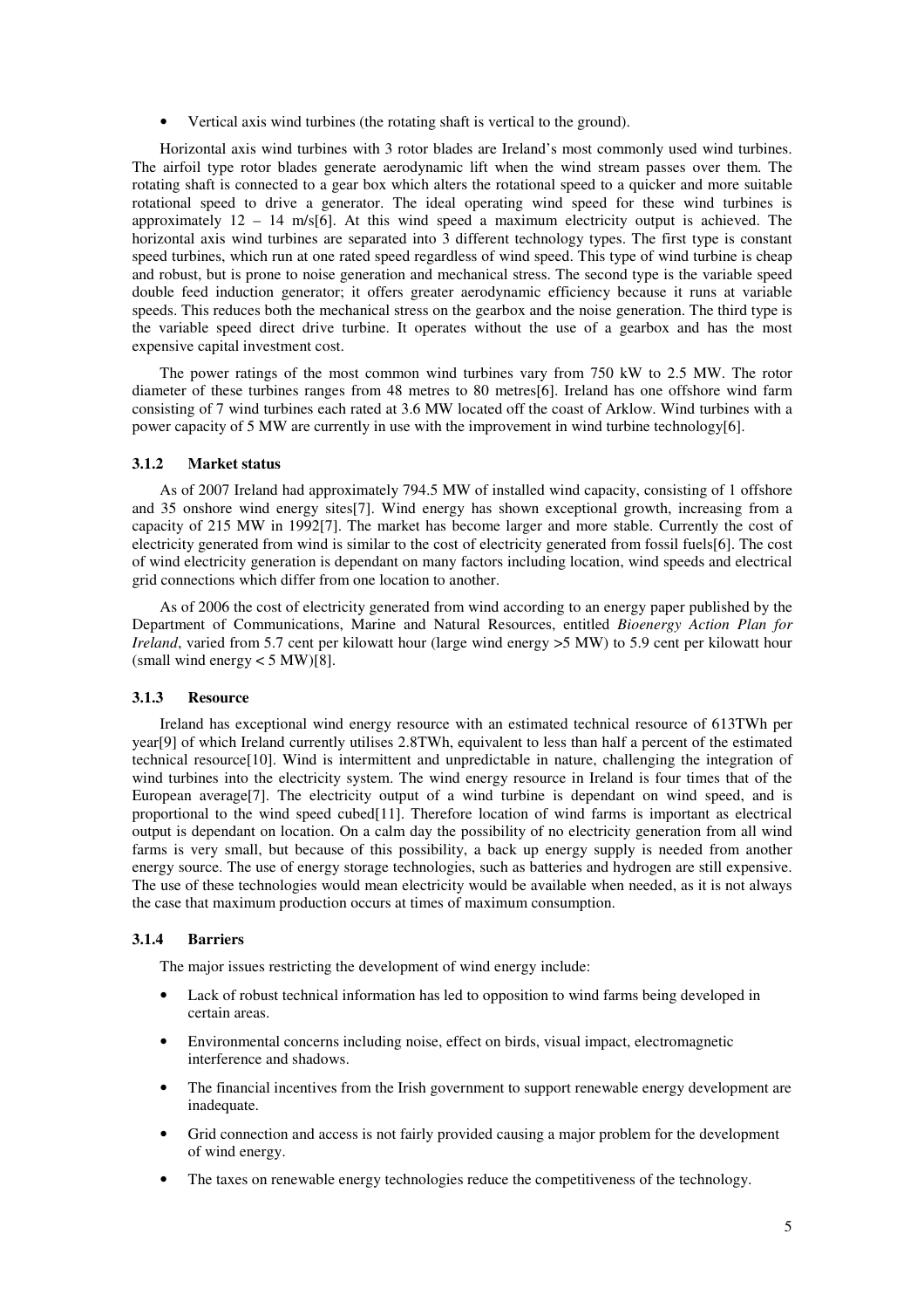- Vertical axis wind turbines (the rotating shaft is vertical to the ground).

Horizontal axis wind turbines with 3 rotor blades are Ireland's most commonly used wind turbines. The airfoil type rotor blades generate aerodynamic lift when the wind stream passes over them. The rotating shaft is connected to a gear box which alters the rotational speed to a quicker and more suitable rotational speed to drive a generator. The ideal operating wind speed for these wind turbines is approximately 12 – 14 m/s[6]. At this wind speed a maximum electricity output is achieved. The horizontal axis wind turbines are separated into 3 different technology types. The first type is constant speed turbines, which run at one rated speed regardless of wind speed. This type of wind turbine is cheap and robust, but is prone to noise generation and mechanical stress. The second type is the variable speed double feed induction generator; it offers greater aerodynamic efficiency because it runs at variable speeds. This reduces both the mechanical stress on the gearbox and the noise generation. The third type is the variable speed direct drive turbine. It operates without the use of a gearbox and has the most expensive capital investment cost.

The power ratings of the most common wind turbines vary from 750 kW to 2.5 MW. The rotor diameter of these turbines ranges from 48 metres to 80 metres[6]. Ireland has one offshore wind farm consisting of 7 wind turbines each rated at 3.6 MW located off the coast of Arklow. Wind turbines with a power capacity of 5 MW are currently in use with the improvement in wind turbine technology[6].

### 3.1.2 Market status

As of 2007 Ireland had approximately 794.5 MW of installed wind capacity, consisting of 1 offshore and 35 onshore wind energy sites[7]. Wind energy has shown exceptional growth, increasing from a capacity of 215 MW in 1992[7]. The market has become larger and more stable. Currently the cost of electricity generated from wind is similar to the cost of electricity generated from fossil fuels[6]. The cost of wind electricity generation is dependant on many factors including location, wind speeds and electrical grid connections which differ from one location to another.

As of 2006 the cost of electricity generated from wind according to an energy paper published by the Department of Communications, Marine and Natural Resources, entitled *Bioenergy Action Plan for Ireland*, varied from 5.7 cent per kilowatt hour (large wind energy >5 MW) to 5.9 cent per kilowatt hour (small wind energy < 5 MW)[8].

### 3.1.3 Resource

Ireland has exceptional wind energy resource with an estimated technical resource of 613TWh per year[9] of which Ireland currently utilises 2.8TWh, equivalent to less than half a percent of the estimated technical resource[10]. Wind is intermittent and unpredictable in nature, challenging the integration of wind turbines into the electricity system. The wind energy resource in Ireland is four times that of the European average[7]. The electricity output of a wind turbine is dependant on wind speed, and is proportional to the wind speed cubed[11]. Therefore location of wind farms is important as electrical output is dependant on location. On a calm day the possibility of no electricity generation from all wind farms is very small, but because of this possibility, a back up energy supply is needed from another energy source. The use of energy storage technologies, such as batteries and hydrogen are still expensive. The use of these technologies would mean electricity would be available when needed, as it is not always the case that maximum production occurs at times of maximum consumption.

### 3.1.4 Barriers

The major issues restricting the development of wind energy include:

- Lack of robust technical information has led to opposition to wind farms being developed in certain areas.
- Environmental concerns including noise, effect on birds, visual impact, electromagnetic interference and shadows.
- The financial incentives from the Irish government to support renewable energy development are inadequate.
- Grid connection and access is not fairly provided causing a major problem for the development of wind energy.
- The taxes on renewable energy technologies reduce the competitiveness of the technology.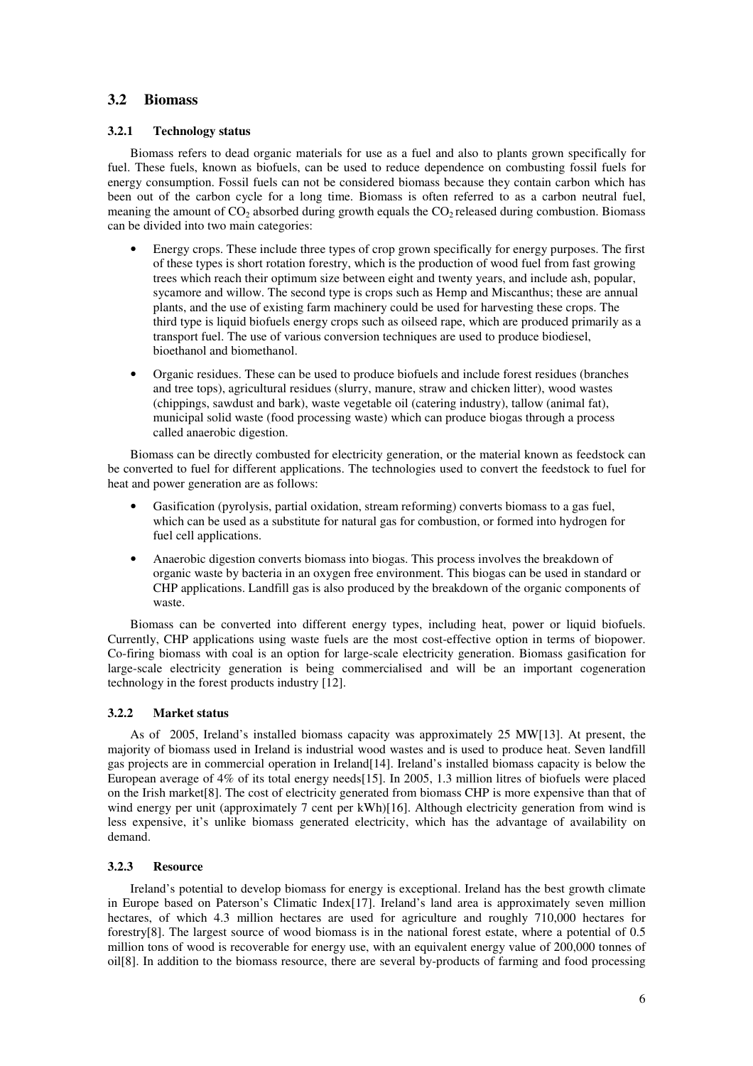## 3.2 Biomass

### 3.2.1 Technology status

Biomass refers to dead organic materials for use as a fuel and also to plants grown specifically for fuel. These fuels, known as biofuels, can be used to reduce dependence on combusting fossil fuels for energy consumption. Fossil fuels can not be considered biomass because they contain carbon which has been out of the carbon cycle for a long time. Biomass is often referred to as a carbon neutral fuel, meaning the amount of $CO_2$ absorbed during growth equals the $CO_2$ released during combustion. Biomass can be divided into two main categories:

- Energy crops. These include three types of crop grown specifically for energy purposes. The first of these types is short rotation forestry, which is the production of wood fuel from fast growing trees which reach their optimum size between eight and twenty years, and include ash, popular, sycamore and willow. The second type is crops such as Hemp and Miscanthus; these are annual plants, and the use of existing farm machinery could be used for harvesting these crops. The third type is liquid biofuels energy crops such as oilseed rape, which are produced primarily as a transport fuel. The use of various conversion techniques are used to produce biodiesel, bioethanol and biomethanol.
- Organic residues. These can be used to produce biofuels and include forest residues (branches and tree tops), agricultural residues (slurry, manure, straw and chicken litter), wood wastes (chippings, sawdust and bark), waste vegetable oil (catering industry), tallow (animal fat), municipal solid waste (food processing waste) which can produce biogas through a process called anaerobic digestion.

Biomass can be directly combusted for electricity generation, or the material known as feedstock can be converted to fuel for different applications. The technologies used to convert the feedstock to fuel for heat and power generation are as follows:

- Gasification (pyrolysis, partial oxidation, stream reforming) converts biomass to a gas fuel, which can be used as a substitute for natural gas for combustion, or formed into hydrogen for fuel cell applications.
- Anaerobic digestion converts biomass into biogas. This process involves the breakdown of organic waste by bacteria in an oxygen free environment. This biogas can be used in standard or CHP applications. Landfill gas is also produced by the breakdown of the organic components of waste.

Biomass can be converted into different energy types, including heat, power or liquid biofuels. Currently, CHP applications using waste fuels are the most cost-effective option in terms of biopower. Co-firing biomass with coal is an option for large-scale electricity generation. Biomass gasification for large-scale electricity generation is being commercialised and will be an important cogeneration technology in the forest products industry [12].

### 3.2.2 Market status

As of 2005, Ireland's installed biomass capacity was approximately 25 MW[13]. At present, the majority of biomass used in Ireland is industrial wood wastes and is used to produce heat. Seven landfill gas projects are in commercial operation in Ireland[14]. Ireland's installed biomass capacity is below the European average of 4% of its total energy needs[15]. In 2005, 1.3 million litres of biofuels were placed on the Irish market[8]. The cost of electricity generated from biomass CHP is more expensive than that of wind energy per unit (approximately 7 cent per kWh)[16]. Although electricity generation from wind is less expensive, it's unlike biomass generated electricity, which has the advantage of availability on demand.

### 3.2.3 Resource

Ireland's potential to develop biomass for energy is exceptional. Ireland has the best growth climate in Europe based on Paterson's Climatic Index[17]. Ireland's land area is approximately seven million hectares, of which 4.3 million hectares are used for agriculture and roughly 710,000 hectares for forestry[8]. The largest source of wood biomass is in the national forest estate, where a potential of 0.5 million tons of wood is recoverable for energy use, with an equivalent energy value of 200,000 tonnes of oil[8]. In addition to the biomass resource, there are several by-products of farming and food processing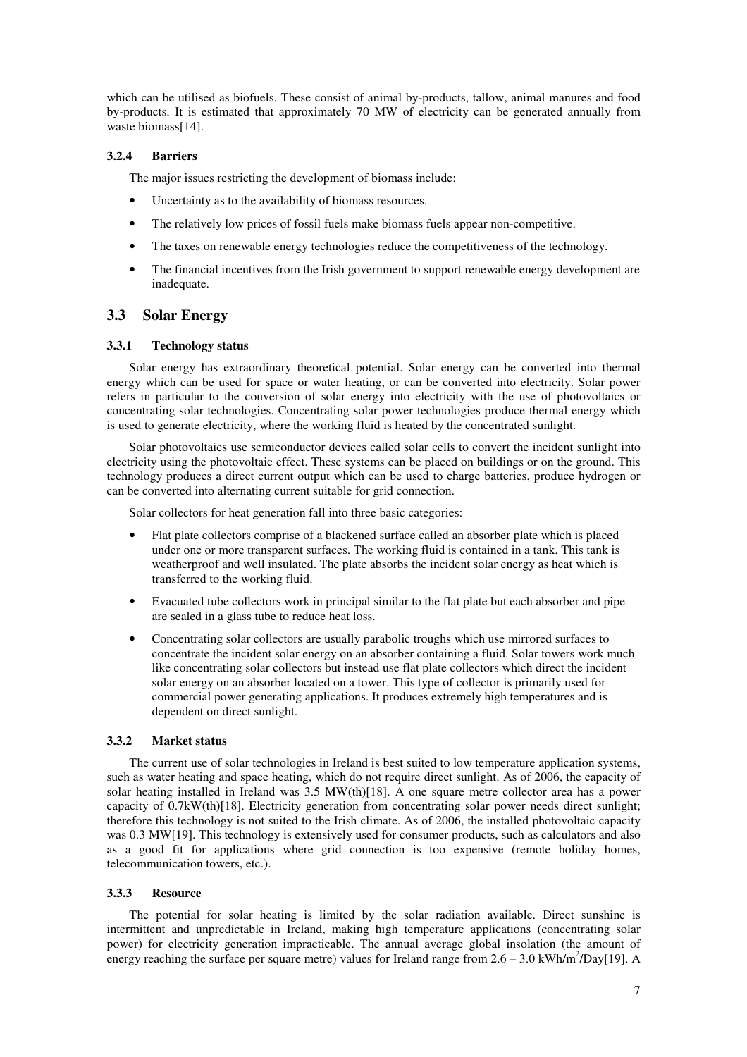which can be utilised as biofuels. These consist of animal by-products, tallow, animal manures and food by-products. It is estimated that approximately 70 MW of electricity can be generated annually from waste biomass[14].

#### 3.2.4 Barriers

The major issues restricting the development of biomass include:

- Uncertainty as to the availability of biomass resources.
- The relatively low prices of fossil fuels make biomass fuels appear non-competitive.
- The taxes on renewable energy technologies reduce the competitiveness of the technology.
- The financial incentives from the Irish government to support renewable energy development are inadequate.

### 3.3 Solar Energy

#### 3.3.1 Technology status

Solar energy has extraordinary theoretical potential. Solar energy can be converted into thermal energy which can be used for space or water heating, or can be converted into electricity. Solar power refers in particular to the conversion of solar energy into electricity with the use of photovoltaics or concentrating solar technologies. Concentrating solar power technologies produce thermal energy which is used to generate electricity, where the working fluid is heated by the concentrated sunlight.

Solar photovoltaics use semiconductor devices called solar cells to convert the incident sunlight into electricity using the photovoltaic effect. These systems can be placed on buildings or on the ground. This technology produces a direct current output which can be used to charge batteries, produce hydrogen or can be converted into alternating current suitable for grid connection.

Solar collectors for heat generation fall into three basic categories:

- Flat plate collectors comprise of a blackened surface called an absorber plate which is placed under one or more transparent surfaces. The working fluid is contained in a tank. This tank is weatherproof and well insulated. The plate absorbs the incident solar energy as heat which is transferred to the working fluid.
- Evacuated tube collectors work in principal similar to the flat plate but each absorber and pipe are sealed in a glass tube to reduce heat loss.
- Concentrating solar collectors are usually parabolic troughs which use mirrored surfaces to concentrate the incident solar energy on an absorber containing a fluid. Solar towers work much like concentrating solar collectors but instead use flat plate collectors which direct the incident solar energy on an absorber located on a tower. This type of collector is primarily used for commercial power generating applications. It produces extremely high temperatures and is dependent on direct sunlight.

#### 3.3.2 Market status

The current use of solar technologies in Ireland is best suited to low temperature application systems, such as water heating and space heating, which do not require direct sunlight. As of 2006, the capacity of solar heating installed in Ireland was 3.5 MW(th)[18]. A one square metre collector area has a power capacity of 0.7kW(th)[18]. Electricity generation from concentrating solar power needs direct sunlight; therefore this technology is not suited to the Irish climate. As of 2006, the installed photovoltaic capacity was 0.3 MW[19]. This technology is extensively used for consumer products, such as calculators and also as a good fit for applications where grid connection is too expensive (remote holiday homes, telecommunication towers, etc.).

#### 3.3.3 Resource

The potential for solar heating is limited by the solar radiation available. Direct sunshine is intermittent and unpredictable in Ireland, making high temperature applications (concentrating solar power) for electricity generation impracticable. The annual average global insolation (the amount of energy reaching the surface per square metre) values for Ireland range from 2.6 – 3.0 kWh/m$^2$/Day[19]. A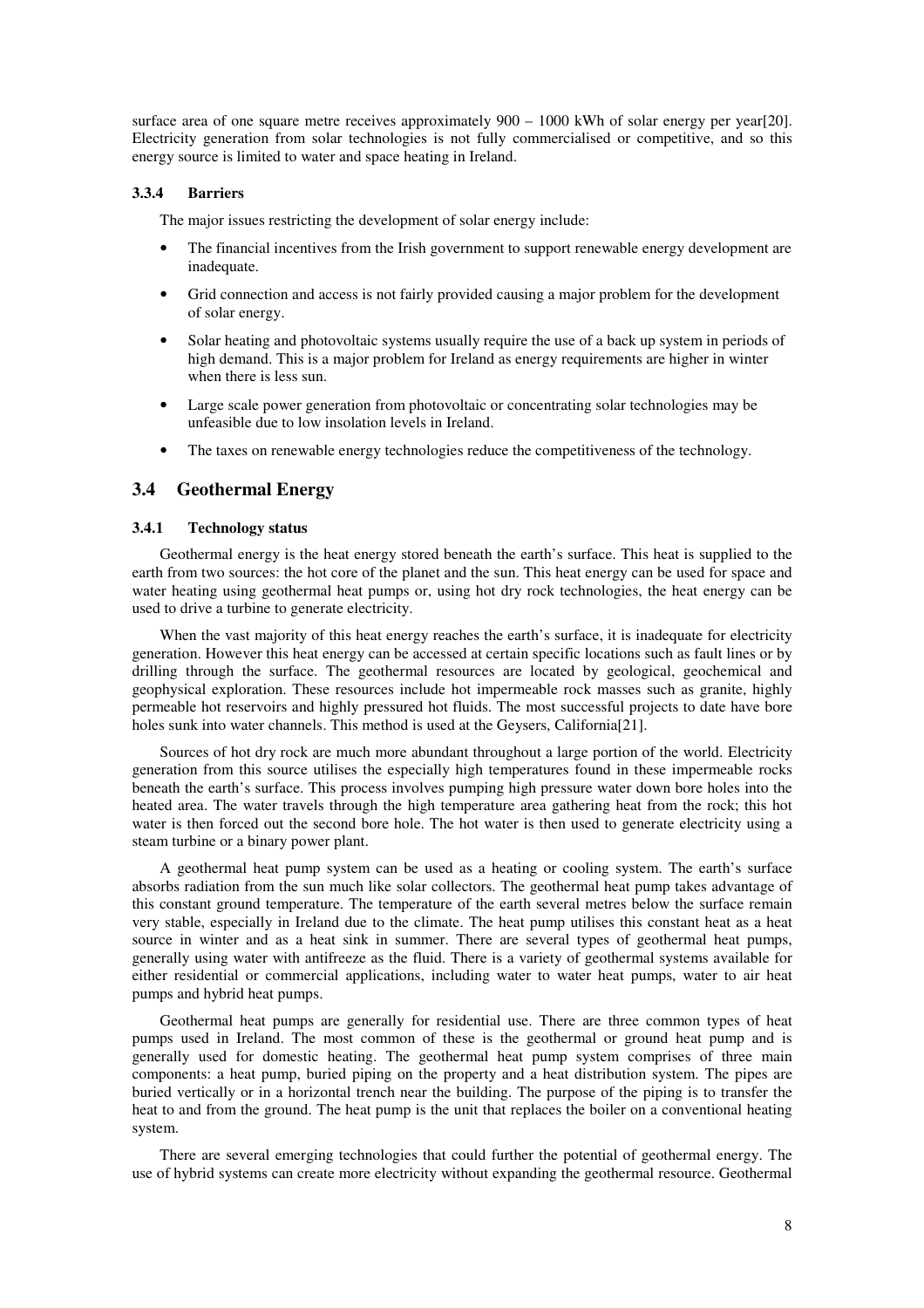surface area of one square metre receives approximately 900 – 1000 kWh of solar energy per year[20]. Electricity generation from solar technologies is not fully commercialised or competitive, and so this energy source is limited to water and space heating in Ireland.

#### 3.3.4 Barriers

The major issues restricting the development of solar energy include:

- The financial incentives from the Irish government to support renewable energy development are inadequate.
- Grid connection and access is not fairly provided causing a major problem for the development of solar energy.
- Solar heating and photovoltaic systems usually require the use of a back up system in periods of high demand. This is a major problem for Ireland as energy requirements are higher in winter when there is less sun.
- Large scale power generation from photovoltaic or concentrating solar technologies may be unfeasible due to low insolation levels in Ireland.
- The taxes on renewable energy technologies reduce the competitiveness of the technology.

### 3.4 Geothermal Energy

#### 3.4.1 Technology status

Geothermal energy is the heat energy stored beneath the earth's surface. This heat is supplied to the earth from two sources: the hot core of the planet and the sun. This heat energy can be used for space and water heating using geothermal heat pumps or, using hot dry rock technologies, the heat energy can be used to drive a turbine to generate electricity.

When the vast majority of this heat energy reaches the earth's surface, it is inadequate for electricity generation. However this heat energy can be accessed at certain specific locations such as fault lines or by drilling through the surface. The geothermal resources are located by geological, geochemical and geophysical exploration. These resources include hot impermeable rock masses such as granite, highly permeable hot reservoirs and highly pressured hot fluids. The most successful projects to date have bore holes sunk into water channels. This method is used at the Geysers, California[21].

Sources of hot dry rock are much more abundant throughout a large portion of the world. Electricity generation from this source utilises the especially high temperatures found in these impermeable rocks beneath the earth's surface. This process involves pumping high pressure water down bore holes into the heated area. The water travels through the high temperature area gathering heat from the rock; this hot water is then forced out the second bore hole. The hot water is then used to generate electricity using a steam turbine or a binary power plant.

A geothermal heat pump system can be used as a heating or cooling system. The earth's surface absorbs radiation from the sun much like solar collectors. The geothermal heat pump takes advantage of this constant ground temperature. The temperature of the earth several metres below the surface remain very stable, especially in Ireland due to the climate. The heat pump utilises this constant heat as a heat source in winter and as a heat sink in summer. There are several types of geothermal heat pumps, generally using water with antifreeze as the fluid. There is a variety of geothermal systems available for either residential or commercial applications, including water to water heat pumps, water to air heat pumps and hybrid heat pumps.

Geothermal heat pumps are generally for residential use. There are three common types of heat pumps used in Ireland. The most common of these is the geothermal or ground heat pump and is generally used for domestic heating. The geothermal heat pump system comprises of three main components: a heat pump, buried piping on the property and a heat distribution system. The pipes are buried vertically or in a horizontal trench near the building. The purpose of the piping is to transfer the heat to and from the ground. The heat pump is the unit that replaces the boiler on a conventional heating system.

There are several emerging technologies that could further the potential of geothermal energy. The use of hybrid systems can create more electricity without expanding the geothermal resource. Geothermal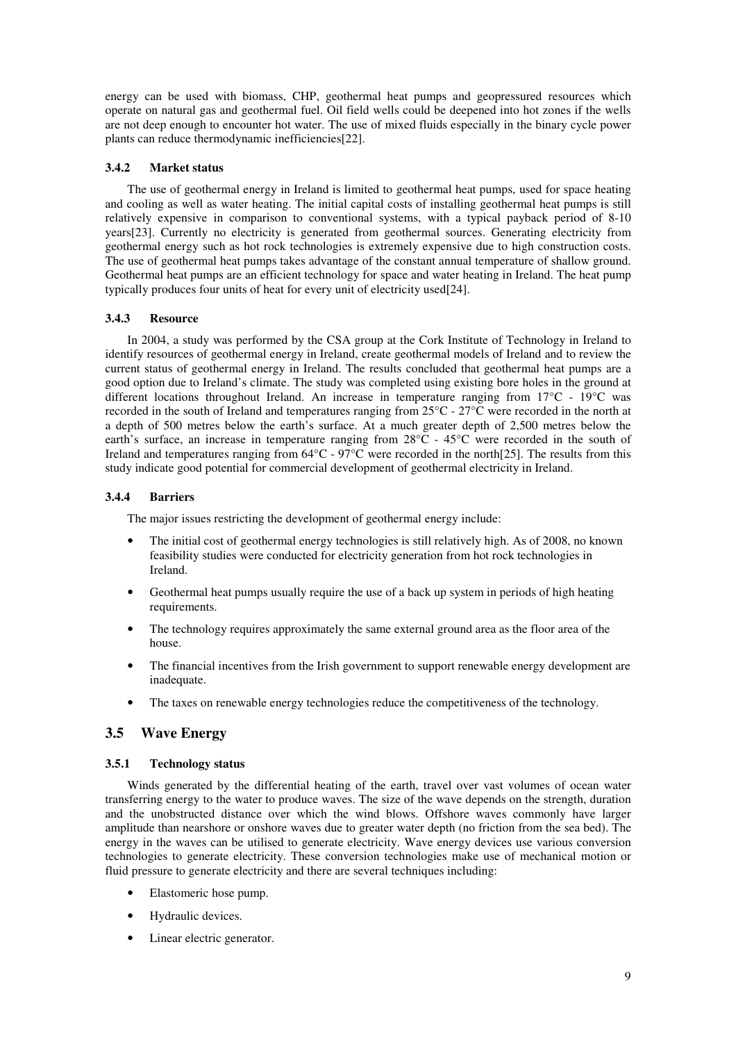energy can be used with biomass, CHP, geothermal heat pumps and geopressured resources which operate on natural gas and geothermal fuel. Oil field wells could be deepened into hot zones if the wells are not deep enough to encounter hot water. The use of mixed fluids especially in the binary cycle power plants can reduce thermodynamic inefficiencies[22].

#### 3.4.2 Market status

The use of geothermal energy in Ireland is limited to geothermal heat pumps, used for space heating and cooling as well as water heating. The initial capital costs of installing geothermal heat pumps is still relatively expensive in comparison to conventional systems, with a typical payback period of 8-10 years[23]. Currently no electricity is generated from geothermal sources. Generating electricity from geothermal energy such as hot rock technologies is extremely expensive due to high construction costs. The use of geothermal heat pumps takes advantage of the constant annual temperature of shallow ground. Geothermal heat pumps are an efficient technology for space and water heating in Ireland. The heat pump typically produces four units of heat for every unit of electricity used[24].

#### 3.4.3 Resource

In 2004, a study was performed by the CSA group at the Cork Institute of Technology in Ireland to identify resources of geothermal energy in Ireland, create geothermal models of Ireland and to review the current status of geothermal energy in Ireland. The results concluded that geothermal heat pumps are a good option due to Ireland's climate. The study was completed using existing bore holes in the ground at different locations throughout Ireland. An increase in temperature ranging from 17°C - 19°C was recorded in the south of Ireland and temperatures ranging from 25°C - 27°C were recorded in the north at a depth of 500 metres below the earth's surface. At a much greater depth of 2,500 metres below the earth's surface, an increase in temperature ranging from 28°C - 45°C were recorded in the south of Ireland and temperatures ranging from 64°C - 97°C were recorded in the north[25]. The results from this study indicate good potential for commercial development of geothermal electricity in Ireland.

#### 3.4.4 Barriers

The major issues restricting the development of geothermal energy include:

- The initial cost of geothermal energy technologies is still relatively high. As of 2008, no known feasibility studies were conducted for electricity generation from hot rock technologies in Ireland.
- Geothermal heat pumps usually require the use of a back up system in periods of high heating requirements.
- The technology requires approximately the same external ground area as the floor area of the house.
- The financial incentives from the Irish government to support renewable energy development are inadequate.
- The taxes on renewable energy technologies reduce the competitiveness of the technology.

### 3.5 Wave Energy

#### 3.5.1 Technology status

Winds generated by the differential heating of the earth, travel over vast volumes of ocean water transferring energy to the water to produce waves. The size of the wave depends on the strength, duration and the unobstructed distance over which the wind blows. Offshore waves commonly have larger amplitude than nearshore or onshore waves due to greater water depth (no friction from the sea bed). The energy in the waves can be utilised to generate electricity. Wave energy devices use various conversion technologies to generate electricity. These conversion technologies make use of mechanical motion or fluid pressure to generate electricity and there are several techniques including:

- Elastomeric hose pump.
- Hydraulic devices.
- Linear electric generator.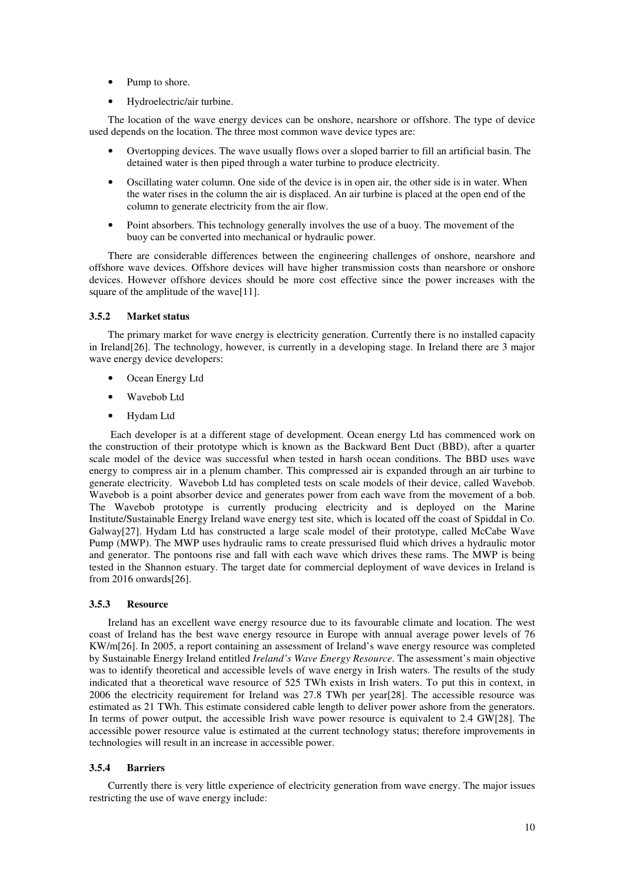- Pump to shore.
- Hydroelectric/air turbine.

The location of the wave energy devices can be onshore, nearshore or offshore. The type of device used depends on the location. The three most common wave device types are:

- Overtopping devices. The wave usually flows over a sloped barrier to fill an artificial basin. The detained water is then piped through a water turbine to produce electricity.
- Oscillating water column. One side of the device is in open air, the other side is in water. When the water rises in the column the air is displaced. An air turbine is placed at the open end of the column to generate electricity from the air flow.
- Point absorbers. This technology generally involves the use of a buoy. The movement of the buoy can be converted into mechanical or hydraulic power.

There are considerable differences between the engineering challenges of onshore, nearshore and offshore wave devices. Offshore devices will have higher transmission costs than nearshore or onshore devices. However offshore devices should be more cost effective since the power increases with the square of the amplitude of the wave[11].

### 3.5.2 Market status

The primary market for wave energy is electricity generation. Currently there is no installed capacity in Ireland[26]. The technology, however, is currently in a developing stage. In Ireland there are 3 major wave energy device developers:

- Ocean Energy Ltd
- Wavebob Ltd
- Hydam Ltd

Each developer is at a different stage of development. Ocean energy Ltd has commenced work on the construction of their prototype which is known as the Backward Bent Duct (BBD), after a quarter scale model of the device was successful when tested in harsh ocean conditions. The BBD uses wave energy to compress air in a plenum chamber. This compressed air is expanded through an air turbine to generate electricity. Wavebob Ltd has completed tests on scale models of their device, called Wavebob. Wavebob is a point absorber device and generates power from each wave from the movement of a bob. The Wavebob prototype is currently producing electricity and is deployed on the Marine Institute/Sustainable Energy Ireland wave energy test site, which is located off the coast of Spiddal in Co. Galway[27]. Hydam Ltd has constructed a large scale model of their prototype, called McCabe Wave Pump (MWP). The MWP uses hydraulic rams to create pressurised fluid which drives a hydraulic motor and generator. The pontoons rise and fall with each wave which drives these rams. The MWP is being tested in the Shannon estuary. The target date for commercial deployment of wave devices in Ireland is from 2016 onwards[26].

### 3.5.3 Resource

Ireland has an excellent wave energy resource due to its favourable climate and location. The west coast of Ireland has the best wave energy resource in Europe with annual average power levels of 76 KW/m[26]. In 2005, a report containing an assessment of Ireland's wave energy resource was completed by Sustainable Energy Ireland entitled *Ireland's Wave Energy Resource*. The assessment's main objective was to identify theoretical and accessible levels of wave energy in Irish waters. The results of the study indicated that a theoretical wave resource of 525 TWh exists in Irish waters. To put this in context, in 2006 the electricity requirement for Ireland was 27.8 TWh per year[28]. The accessible resource was estimated as 21 TWh. This estimate considered cable length to deliver power ashore from the generators. In terms of power output, the accessible Irish wave power resource is equivalent to 2.4 GW[28]. The accessible power resource value is estimated at the current technology status; therefore improvements in technologies will result in an increase in accessible power.

### 3.5.4 Barriers

Currently there is very little experience of electricity generation from wave energy. The major issues restricting the use of wave energy include: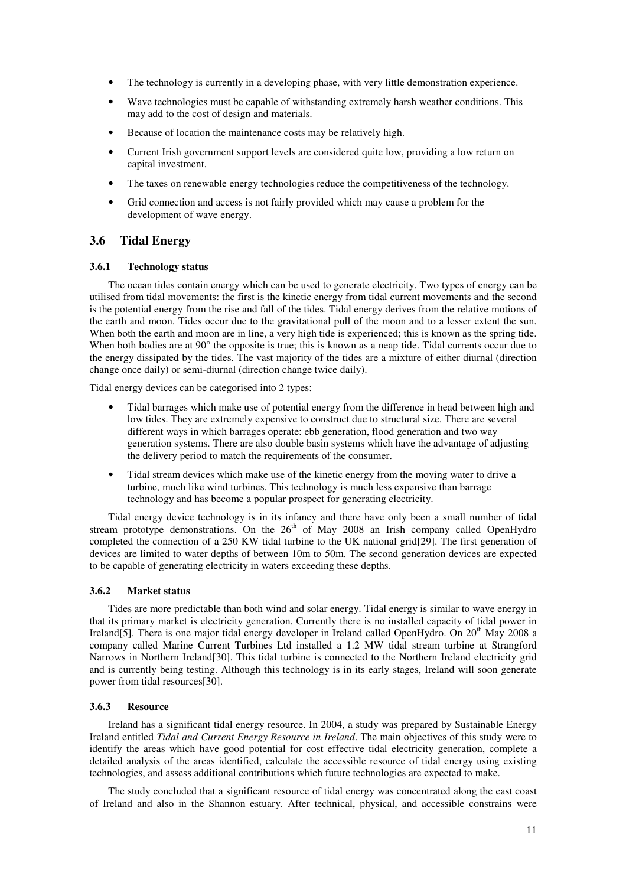- The technology is currently in a developing phase, with very little demonstration experience.
- Wave technologies must be capable of withstanding extremely harsh weather conditions. This may add to the cost of design and materials.
- Because of location the maintenance costs may be relatively high.
- Current Irish government support levels are considered quite low, providing a low return on capital investment.
- The taxes on renewable energy technologies reduce the competitiveness of the technology.
- Grid connection and access is not fairly provided which may cause a problem for the development of wave energy.

## 3.6 Tidal Energy

### 3.6.1 Technology status

The ocean tides contain energy which can be used to generate electricity. Two types of energy can be utilised from tidal movements: the first is the kinetic energy from tidal current movements and the second is the potential energy from the rise and fall of the tides. Tidal energy derives from the relative motions of the earth and moon. Tides occur due to the gravitational pull of the moon and to a lesser extent the sun. When both the earth and moon are in line, a very high tide is experienced; this is known as the spring tide. When both bodies are at 90° the opposite is true; this is known as a neap tide. Tidal currents occur due to the energy dissipated by the tides. The vast majority of the tides are a mixture of either diurnal (direction change once daily) or semi-diurnal (direction change twice daily).

Tidal energy devices can be categorised into 2 types:

- Tidal barrages which make use of potential energy from the difference in head between high and low tides. They are extremely expensive to construct due to structural size. There are several different ways in which barrages operate: ebb generation, flood generation and two way generation systems. There are also double basin systems which have the advantage of adjusting the delivery period to match the requirements of the consumer.
- Tidal stream devices which make use of the kinetic energy from the moving water to drive a turbine, much like wind turbines. This technology is much less expensive than barrage technology and has become a popular prospect for generating electricity.

Tidal energy device technology is in its infancy and there have only been a small number of tidal stream prototype demonstrations. On the 26th of May 2008 an Irish company called OpenHydro completed the connection of a 250 KW tidal turbine to the UK national grid[29]. The first generation of devices are limited to water depths of between 10m to 50m. The second generation devices are expected to be capable of generating electricity in waters exceeding these depths.

### 3.6.2 Market status

Tides are more predictable than both wind and solar energy. Tidal energy is similar to wave energy in that its primary market is electricity generation. Currently there is no installed capacity of tidal power in Ireland[5]. There is one major tidal energy developer in Ireland called OpenHydro. On 20th May 2008 a company called Marine Current Turbines Ltd installed a 1.2 MW tidal stream turbine at Strangford Narrows in Northern Ireland[30]. This tidal turbine is connected to the Northern Ireland electricity grid and is currently being testing. Although this technology is in its early stages, Ireland will soon generate power from tidal resources[30].

### 3.6.3 Resource

Ireland has a significant tidal energy resource. In 2004, a study was prepared by Sustainable Energy Ireland entitled *Tidal and Current Energy Resource in Ireland*. The main objectives of this study were to identify the areas which have good potential for cost effective tidal electricity generation, complete a detailed analysis of the areas identified, calculate the accessible resource of tidal energy using existing technologies, and assess additional contributions which future technologies are expected to make.

The study concluded that a significant resource of tidal energy was concentrated along the east coast of Ireland and also in the Shannon estuary. After technical, physical, and accessible constrains were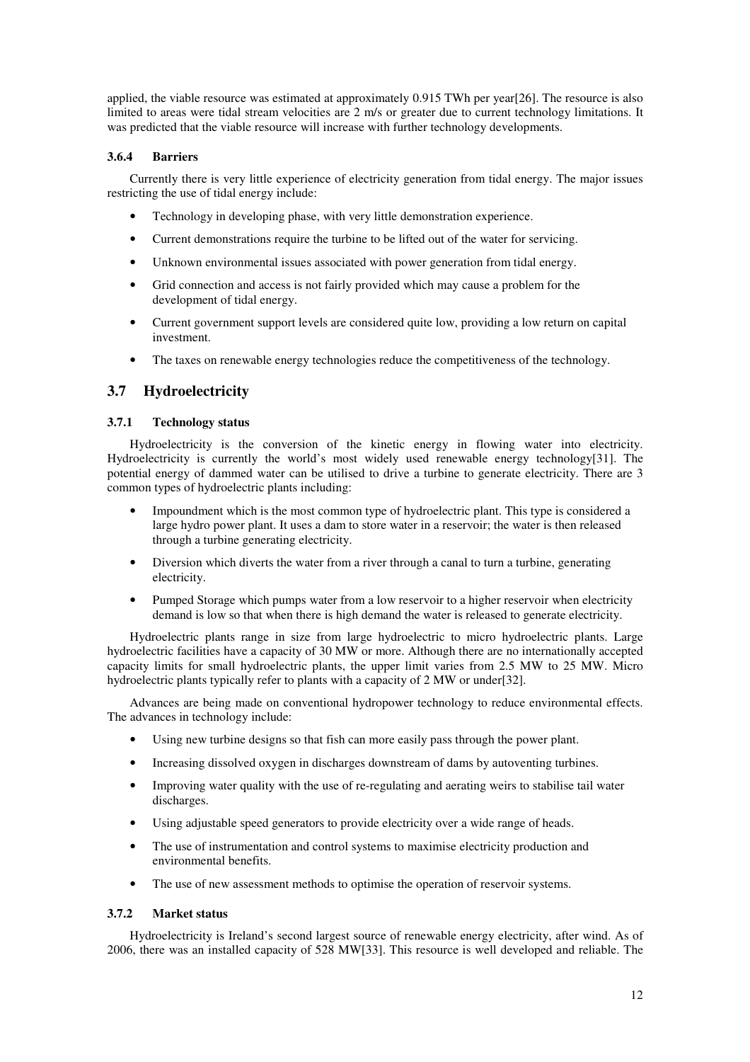applied, the viable resource was estimated at approximately 0.915 TWh per year[26]. The resource is also limited to areas were tidal stream velocities are 2 m/s or greater due to current technology limitations. It was predicted that the viable resource will increase with further technology developments.

#### 3.6.4 Barriers

Currently there is very little experience of electricity generation from tidal energy. The major issues restricting the use of tidal energy include:

- Technology in developing phase, with very little demonstration experience.
- Current demonstrations require the turbine to be lifted out of the water for servicing.
- Unknown environmental issues associated with power generation from tidal energy.
- Grid connection and access is not fairly provided which may cause a problem for the development of tidal energy.
- Current government support levels are considered quite low, providing a low return on capital investment.
- The taxes on renewable energy technologies reduce the competitiveness of the technology.

## 3.7 Hydroelectricity

#### 3.7.1 Technology status

Hydroelectricity is the conversion of the kinetic energy in flowing water into electricity. Hydroelectricity is currently the world's most widely used renewable energy technology[31]. The potential energy of dammed water can be utilised to drive a turbine to generate electricity. There are 3 common types of hydroelectric plants including:

- Impoundment which is the most common type of hydroelectric plant. This type is considered a large hydro power plant. It uses a dam to store water in a reservoir; the water is then released through a turbine generating electricity.
- Diversion which diverts the water from a river through a canal to turn a turbine, generating electricity.
- Pumped Storage which pumps water from a low reservoir to a higher reservoir when electricity demand is low so that when there is high demand the water is released to generate electricity.

Hydroelectric plants range in size from large hydroelectric to micro hydroelectric plants. Large hydroelectric facilities have a capacity of 30 MW or more. Although there are no internationally accepted capacity limits for small hydroelectric plants, the upper limit varies from 2.5 MW to 25 MW. Micro hydroelectric plants typically refer to plants with a capacity of 2 MW or under[32].

Advances are being made on conventional hydropower technology to reduce environmental effects. The advances in technology include:

- Using new turbine designs so that fish can more easily pass through the power plant.
- Increasing dissolved oxygen in discharges downstream of dams by autoventing turbines.
- Improving water quality with the use of re-regulating and aerating weirs to stabilise tail water discharges.
- Using adjustable speed generators to provide electricity over a wide range of heads.
- The use of instrumentation and control systems to maximise electricity production and environmental benefits.
- The use of new assessment methods to optimise the operation of reservoir systems.

#### 3.7.2 Market status

Hydroelectricity is Ireland's second largest source of renewable energy electricity, after wind. As of 2006, there was an installed capacity of 528 MW[33]. This resource is well developed and reliable. The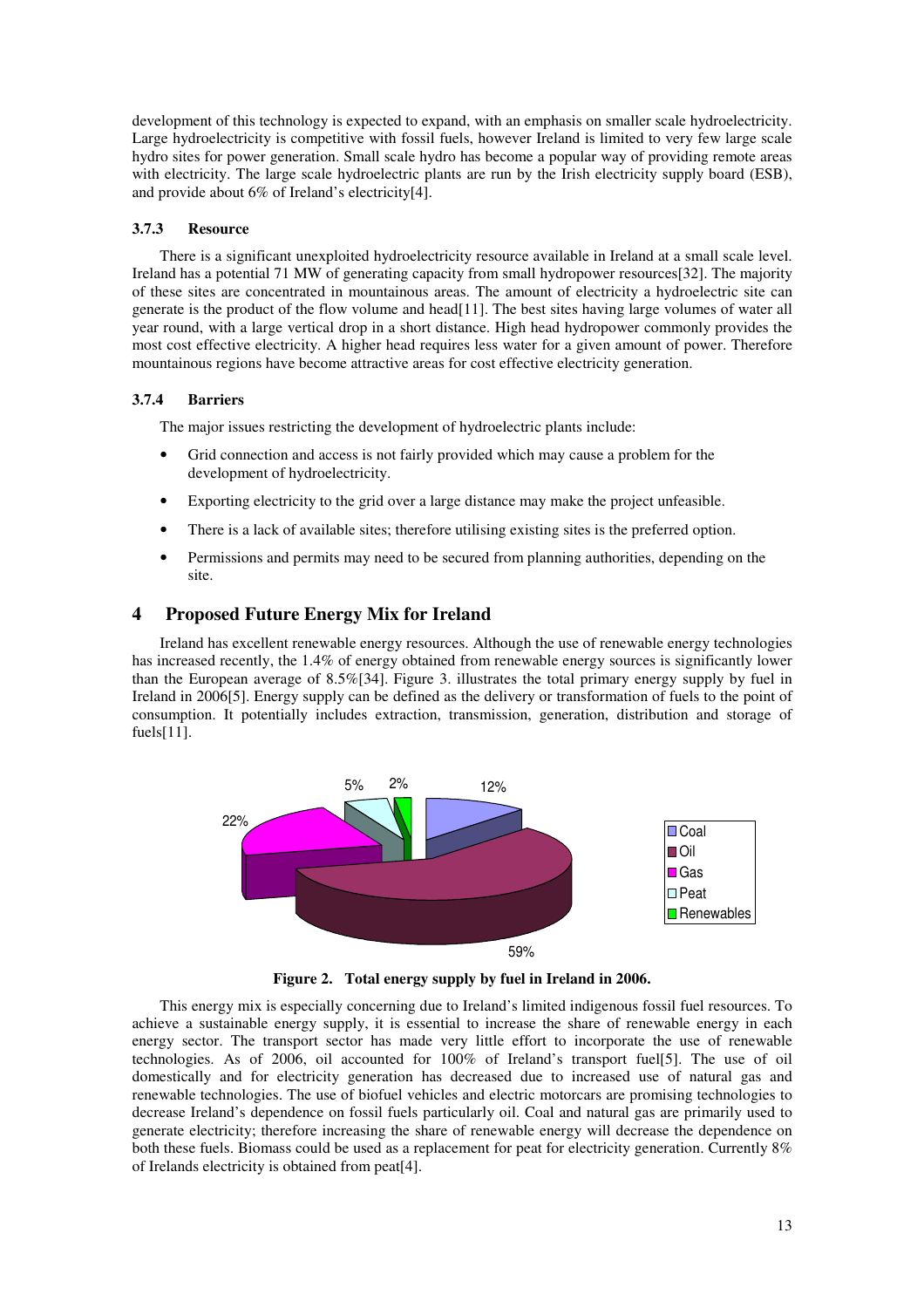development of this technology is expected to expand, with an emphasis on smaller scale hydroelectricity. Large hydroelectricity is competitive with fossil fuels, however Ireland is limited to very few large scale hydro sites for power generation. Small scale hydro has become a popular way of providing remote areas with electricity. The large scale hydroelectric plants are run by the Irish electricity supply board (ESB), and provide about 6% of Ireland's electricity[4].

### 3.7.3 Resource

There is a significant unexploited hydroelectricity resource available in Ireland at a small scale level. Ireland has a potential 71 MW of generating capacity from small hydropower resources[32]. The majority of these sites are concentrated in mountainous areas. The amount of electricity a hydroelectric site can generate is the product of the flow volume and head[11]. The best sites having large volumes of water all year round, with a large vertical drop in a short distance. High head hydropower commonly provides the most cost effective electricity. A higher head requires less water for a given amount of power. Therefore mountainous regions have become attractive areas for cost effective electricity generation.

### 3.7.4 Barriers

The major issues restricting the development of hydroelectric plants include:

- Grid connection and access is not fairly provided which may cause a problem for the development of hydroelectricity.
- Exporting electricity to the grid over a large distance may make the project unfeasible.
- There is a lack of available sites; therefore utilising existing sites is the preferred option.
- Permissions and permits may need to be secured from planning authorities, depending on the site.

## 4 Proposed Future Energy Mix for Ireland

Ireland has excellent renewable energy resources. Although the use of renewable energy technologies has increased recently, the 1.4% of energy obtained from renewable energy sources is significantly lower than the European average of 8.5%[34]. Figure 3. illustrates the total primary energy supply by fuel in Ireland in 2006[5]. Energy supply can be defined as the delivery or transformation of fuels to the point of consumption. It potentially includes extraction, transmission, generation, distribution and storage of fuels[11].

**Figure 2. Total energy supply by fuel in Ireland in 2006.**

This energy mix is especially concerning due to Ireland's limited indigenous fossil fuel resources. To achieve a sustainable energy supply, it is essential to increase the share of renewable energy in each energy sector. The transport sector has made very little effort to incorporate the use of renewable technologies. As of 2006, oil accounted for 100% of Ireland's transport fuel[5]. The use of oil domestically and for electricity generation has decreased due to increased use of natural gas and renewable technologies. The use of biofuel vehicles and electric motorcars are promising technologies to decrease Ireland's dependence on fossil fuels particularly oil. Coal and natural gas are primarily used to generate electricity; therefore increasing the share of renewable energy will decrease the dependence on both these fuels. Biomass could be used as a replacement for peat for electricity generation. Currently 8% of Irelands electricity is obtained from peat[4].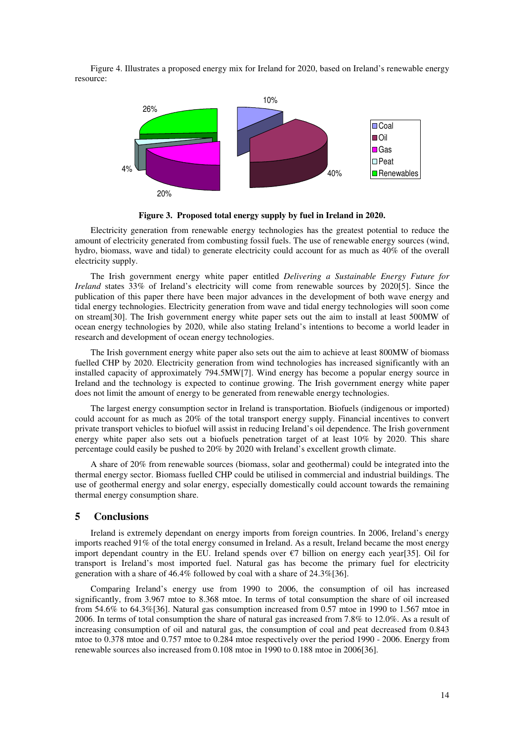Figure 4. Illustrates a proposed energy mix for Ireland for 2020, based on Ireland's renewable energy resource:

**Figure 3. Proposed total energy supply by fuel in Ireland in 2020.**

Electricity generation from renewable energy technologies has the greatest potential to reduce the amount of electricity generated from combusting fossil fuels. The use of renewable energy sources (wind, hydro, biomass, wave and tidal) to generate electricity could account for as much as 40% of the overall electricity supply.

The Irish government energy white paper entitled *Delivering a Sustainable Energy Future for Ireland* states 33% of Ireland's electricity will come from renewable sources by 2020[5]. Since the publication of this paper there have been major advances in the development of both wave energy and tidal energy technologies. Electricity generation from wave and tidal energy technologies will soon come on stream[30]. The Irish government energy white paper sets out the aim to install at least 500MW of ocean energy technologies by 2020, while also stating Ireland's intentions to become a world leader in research and development of ocean energy technologies.

The Irish government energy white paper also sets out the aim to achieve at least 800MW of biomass fuelled CHP by 2020. Electricity generation from wind technologies has increased significantly with an installed capacity of approximately 794.5MW[7]. Wind energy has become a popular energy source in Ireland and the technology is expected to continue growing. The Irish government energy white paper does not limit the amount of energy to be generated from renewable energy technologies.

The largest energy consumption sector in Ireland is transportation. Biofuels (indigenous or imported) could account for as much as 20% of the total transport energy supply. Financial incentives to convert private transport vehicles to biofuel will assist in reducing Ireland's oil dependence. The Irish government energy white paper also sets out a biofuels penetration target of at least 10% by 2020. This share percentage could easily be pushed to 20% by 2020 with Ireland's excellent growth climate.

A share of 20% from renewable sources (biomass, solar and geothermal) could be integrated into the thermal energy sector. Biomass fuelled CHP could be utilised in commercial and industrial buildings. The use of geothermal energy and solar energy, especially domestically could account towards the remaining thermal energy consumption share.

## 5 Conclusions

Ireland is extremely dependant on energy imports from foreign countries. In 2006, Ireland's energy imports reached 91% of the total energy consumed in Ireland. As a result, Ireland became the most energy import dependant country in the EU. Ireland spends over €7 billion on energy each year[35]. Oil for transport is Ireland's most imported fuel. Natural gas has become the primary fuel for electricity generation with a share of 46.4% followed by coal with a share of 24.3%[36].

Comparing Ireland's energy use from 1990 to 2006, the consumption of oil has increased significantly, from 3.967 mtoe to 8.368 mtoe. In terms of total consumption the share of oil increased from 54.6% to 64.3%[36]. Natural gas consumption increased from 0.57 mtoe in 1990 to 1.567 mtoe in 2006. In terms of total consumption the share of natural gas increased from 7.8% to 12.0%. As a result of increasing consumption of oil and natural gas, the consumption of coal and peat decreased from 0.843 mtoe to 0.378 mtoe and 0.757 mtoe to 0.284 mtoe respectively over the period 1990 - 2006. Energy from renewable sources also increased from 0.108 mtoe in 1990 to 0.188 mtoe in 2006[36].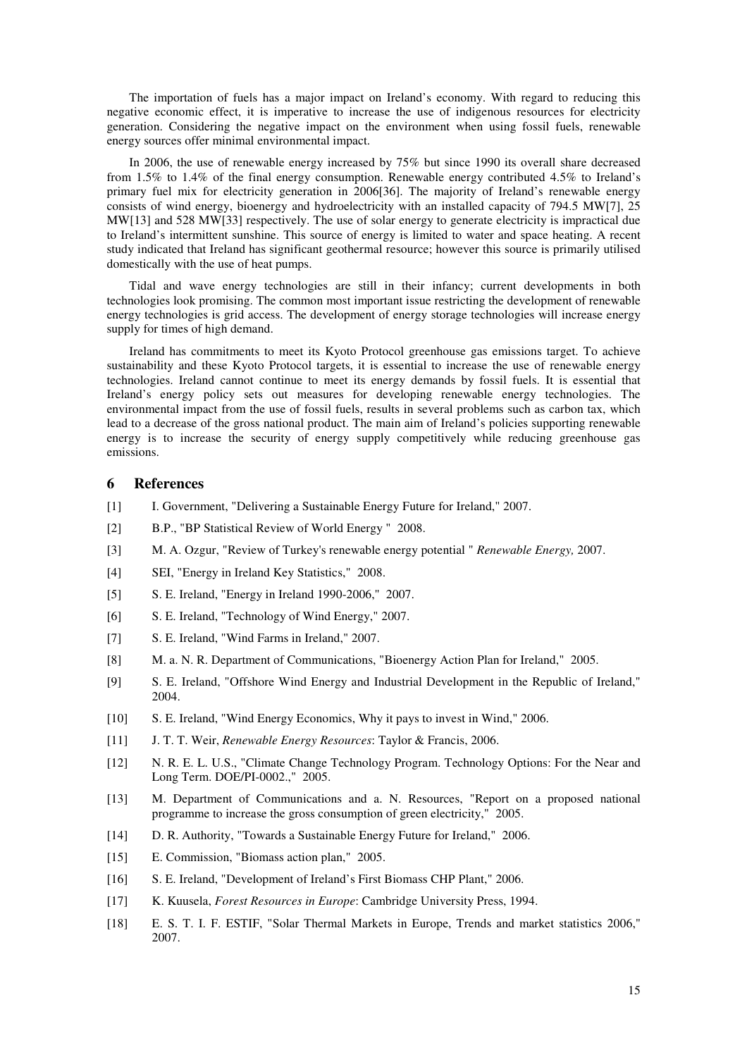The importation of fuels has a major impact on Ireland's economy. With regard to reducing this negative economic effect, it is imperative to increase the use of indigenous resources for electricity generation. Considering the negative impact on the environment when using fossil fuels, renewable energy sources offer minimal environmental impact.

In 2006, the use of renewable energy increased by 75% but since 1990 its overall share decreased from 1.5% to 1.4% of the final energy consumption. Renewable energy contributed 4.5% to Ireland's primary fuel mix for electricity generation in 2006[36]. The majority of Ireland's renewable energy consists of wind energy, bioenergy and hydroelectricity with an installed capacity of 794.5 MW[7], 25 MW[13] and 528 MW[33] respectively. The use of solar energy to generate electricity is impractical due to Ireland's intermittent sunshine. This source of energy is limited to water and space heating. A recent study indicated that Ireland has significant geothermal resource; however this source is primarily utilised domestically with the use of heat pumps.

Tidal and wave energy technologies are still in their infancy; current developments in both technologies look promising. The common most important issue restricting the development of renewable energy technologies is grid access. The development of energy storage technologies will increase energy supply for times of high demand.

Ireland has commitments to meet its Kyoto Protocol greenhouse gas emissions target. To achieve sustainability and these Kyoto Protocol targets, it is essential to increase the use of renewable energy technologies. Ireland cannot continue to meet its energy demands by fossil fuels. It is essential that Ireland's energy policy sets out measures for developing renewable energy technologies. The environmental impact from the use of fossil fuels, results in several problems such as carbon tax, which lead to a decrease of the gross national product. The main aim of Ireland's policies supporting renewable energy is to increase the security of energy supply competitively while reducing greenhouse gas emissions.

## 6 References

[1] I. Government, "Delivering a Sustainable Energy Future for Ireland," 2007.

[2] B.P., "BP Statistical Review of World Energy " 2008.

[3] M. A. Ozgur, "Review of Turkey's renewable energy potential " *Renewable Energy,* 2007.

[4] SEI, "Energy in Ireland Key Statistics," 2008.

[5] S. E. Ireland, "Energy in Ireland 1990-2006," 2007.

[6] S. E. Ireland, "Technology of Wind Energy," 2007.

[7] S. E. Ireland, "Wind Farms in Ireland," 2007.

[8] M. a. N. R. Department of Communications, "Bioenergy Action Plan for Ireland," 2005.

[9] S. E. Ireland, "Offshore Wind Energy and Industrial Development in the Republic of Ireland," 2004.

[10] S. E. Ireland, "Wind Energy Economics, Why it pays to invest in Wind," 2006.

[11] J. T. T. Weir, *Renewable Energy Resources*: Taylor & Francis, 2006.

[12] N. R. E. L. U.S., "Climate Change Technology Program. Technology Options: For the Near and Long Term. DOE/PI-0002.," 2005.

[13] M. Department of Communications and a. N. Resources, "Report on a proposed national programme to increase the gross consumption of green electricity," 2005.

[14] D. R. Authority, "Towards a Sustainable Energy Future for Ireland," 2006.

[15] E. Commission, "Biomass action plan," 2005.

[16] S. E. Ireland, "Development of Ireland's First Biomass CHP Plant," 2006.

[17] K. Kuusela, *Forest Resources in Europe*: Cambridge University Press, 1994.

[18] E. S. T. I. F. ESTIF, "Solar Thermal Markets in Europe, Trends and market statistics 2006," 2007.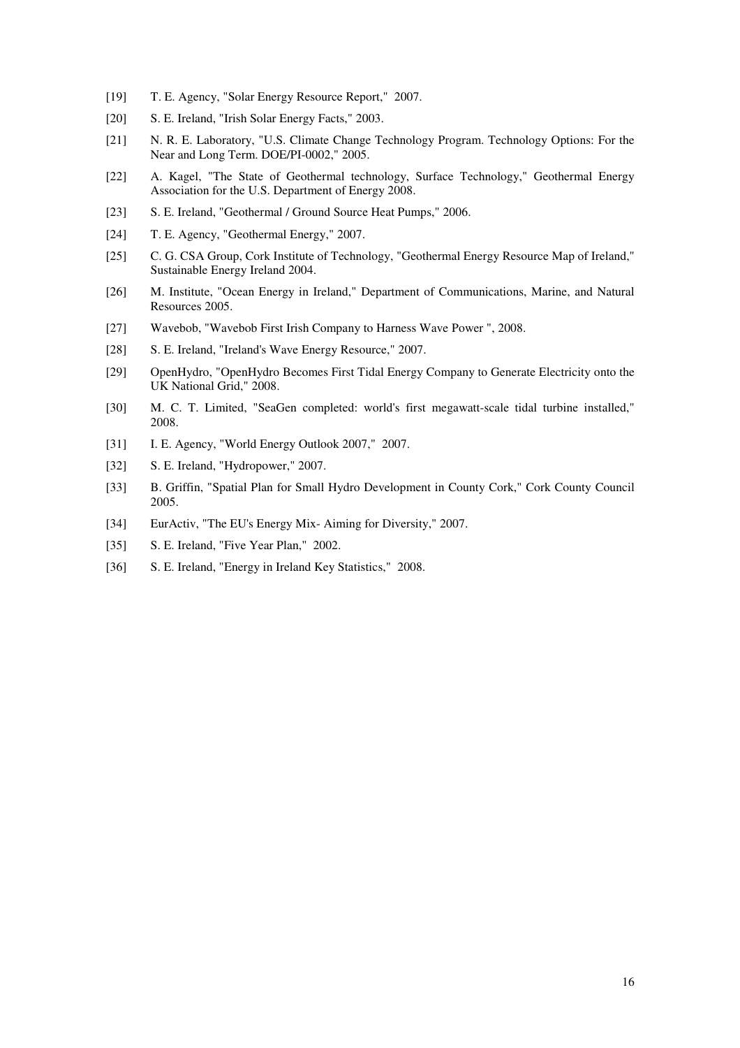[19] T. E. Agency, "Solar Energy Resource Report," 2007.

[20] S. E. Ireland, "Irish Solar Energy Facts," 2003.

[21] N. R. E. Laboratory, "U.S. Climate Change Technology Program. Technology Options: For the Near and Long Term. DOE/PI-0002," 2005.

[22] A. Kagel, "The State of Geothermal technology, Surface Technology," Geothermal Energy Association for the U.S. Department of Energy 2008.

[23] S. E. Ireland, "Geothermal / Ground Source Heat Pumps," 2006.

[24] T. E. Agency, "Geothermal Energy," 2007.

[25] C. G. CSA Group, Cork Institute of Technology, "Geothermal Energy Resource Map of Ireland," Sustainable Energy Ireland 2004.

[26] M. Institute, "Ocean Energy in Ireland," Department of Communications, Marine, and Natural Resources 2005.

[27] Wavebob, "Wavebob First Irish Company to Harness Wave Power ", 2008.

[28] S. E. Ireland, "Ireland's Wave Energy Resource," 2007.

[29] OpenHydro, "OpenHydro Becomes First Tidal Energy Company to Generate Electricity onto the UK National Grid," 2008.

[30] M. C. T. Limited, "SeaGen completed: world's first megawatt-scale tidal turbine installed," 2008.

[31] I. E. Agency, "World Energy Outlook 2007," 2007.

[32] S. E. Ireland, "Hydropower," 2007.

[33] B. Griffin, "Spatial Plan for Small Hydro Development in County Cork," Cork County Council 2005.

[34] EurActiv, "The EU's Energy Mix- Aiming for Diversity," 2007.

[35] S. E. Ireland, "Five Year Plan," 2002.

[36] S. E. Ireland, "Energy in Ireland Key Statistics," 2008.